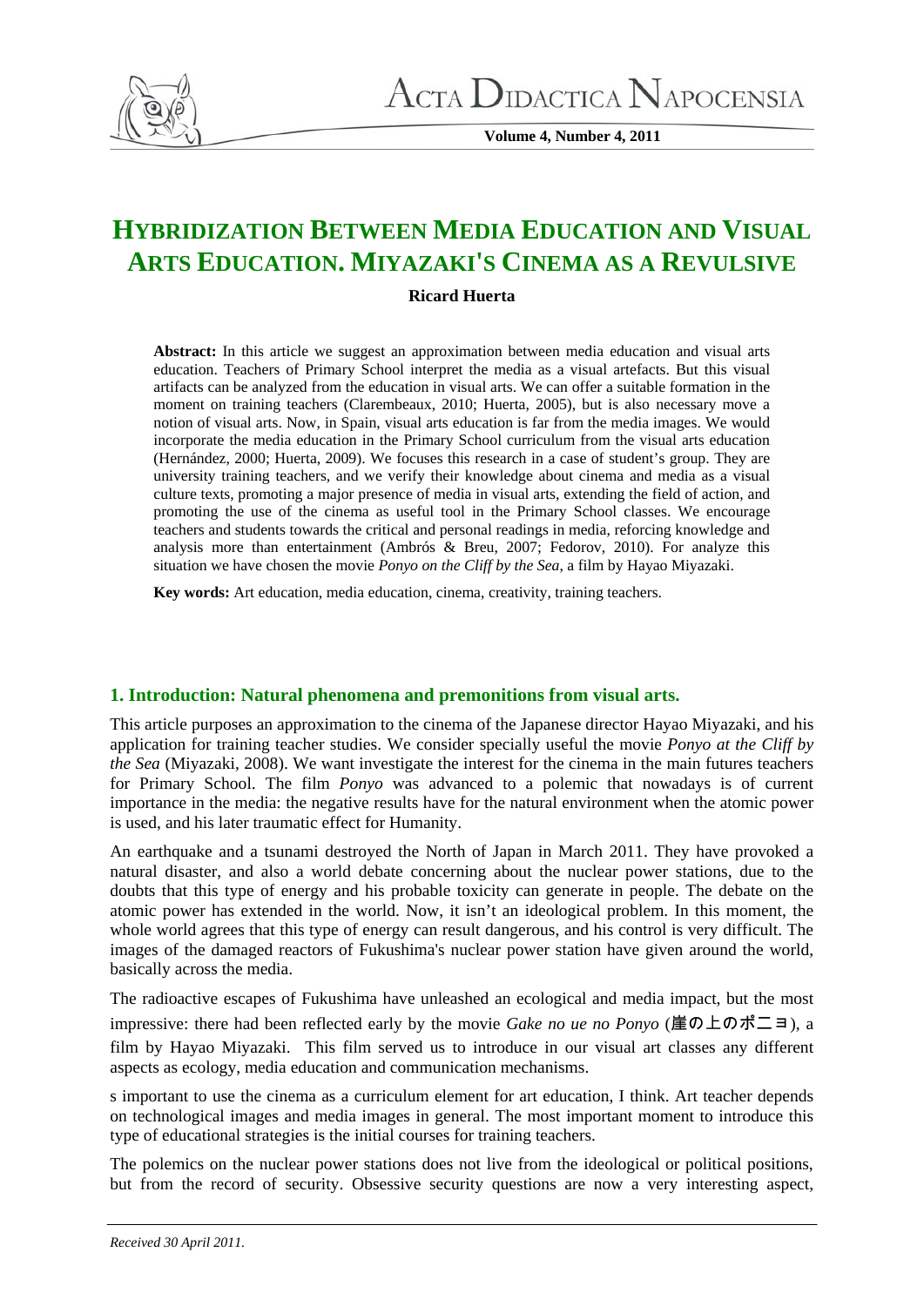# HYBRIDIZATION BETWEEN MEDIA EDUCATION AND VISUAL ARTS EDUCATION. MIYAZAKI'S CINEMA AS A REVULSIVE

**Ricard Huerta**

**Abstract:** In this article we suggest an approximation between media education and visual arts education. Teachers of Primary School interpret the media as a visual artefacts. But this visual artifacts can be analyzed from the education in visual arts. We can offer a suitable formation in the moment on training teachers (Clarembeaux, 2010; Huerta, 2005), but is also necessary move a notion of visual arts. Now, in Spain, visual arts education is far from the media images. We would incorporate the media education in the Primary School curriculum from the visual arts education (Hernández, 2000; Huerta, 2009). We focuses this research in a case of student's group. They are university training teachers, and we verify their knowledge about cinema and media as a visual culture texts, promoting a major presence of media in visual arts, extending the field of action, and promoting the use of the cinema as useful tool in the Primary School classes. We encourage teachers and students towards the critical and personal readings in media, reforcing knowledge and analysis more than entertainment (Ambrós & Breu, 2007; Fedorov, 2010). For analyze this situation we have chosen the movie *Ponyo on the Cliff by the Sea*, a film by Hayao Miyazaki.

**Key words:** Art education, media education, cinema, creativity, training teachers.

## 1. Introduction: Natural phenomena and premonitions from visual arts.

This article purposes an approximation to the cinema of the Japanese director Hayao Miyazaki, and his application for training teacher studies. We consider specially useful the movie *Ponyo at the Cliff by the Sea* (Miyazaki, 2008). We want investigate the interest for the cinema in the main futures teachers for Primary School. The film *Ponyo* was advanced to a polemic that nowadays is of current importance in the media: the negative results have for the natural environment when the atomic power is used, and his later traumatic effect for Humanity.

An earthquake and a tsunami destroyed the North of Japan in March 2011. They have provoked a natural disaster, and also a world debate concerning about the nuclear power stations, due to the doubts that this type of energy and his probable toxicity can generate in people. The debate on the atomic power has extended in the world. Now, it isn't an ideological problem. In this moment, the whole world agrees that this type of energy can result dangerous, and his control is very difficult. The images of the damaged reactors of Fukushima's nuclear power station have given around the world, basically across the media.

The radioactive escapes of Fukushima have unleashed an ecological and media impact, but the most impressive: there had been reflected early by the movie *Gake no ue no Ponyo* (崖の上のポニョ), a film by Hayao Miyazaki. This film served us to introduce in our visual art classes any different aspects as ecology, media education and communication mechanisms.

s important to use the cinema as a curriculum element for art education, I think. Art teacher depends on technological images and media images in general. The most important moment to introduce this type of educational strategies is the initial courses for training teachers.

The polemics on the nuclear power stations does not live from the ideological or political positions, but from the record of security. Obsessive security questions are now a very interesting aspect,

*Received 30 April 2011.*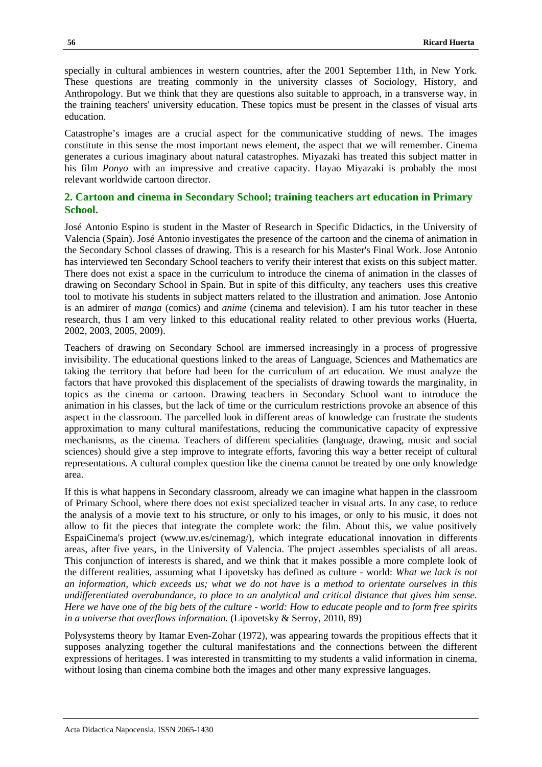specially in cultural ambiences in western countries, after the 2001 September 11th, in New York. These questions are treating commonly in the university classes of Sociology, History, and Anthropology. But we think that they are questions also suitable to approach, in a transverse way, in the training teachers' university education. These topics must be present in the classes of visual arts education.

Catastrophe's images are a crucial aspect for the communicative studding of news. The images constitute in this sense the most important news element, the aspect that we will remember. Cinema generates a curious imaginary about natural catastrophes. Miyazaki has treated this subject matter in his film *Ponyo* with an impressive and creative capacity. Hayao Miyazaki is probably the most relevant worldwide cartoon director.

## 2. Cartoon and cinema in Secondary School; training teachers art education in Primary School.

José Antonio Espino is student in the Master of Research in Specific Didactics, in the University of Valencia (Spain). José Antonio investigates the presence of the cartoon and the cinema of animation in the Secondary School classes of drawing. This is a research for his Master's Final Work. Jose Antonio has interviewed ten Secondary School teachers to verify their interest that exists on this subject matter. There does not exist a space in the curriculum to introduce the cinema of animation in the classes of drawing on Secondary School in Spain. But in spite of this difficulty, any teachers uses this creative tool to motivate his students in subject matters related to the illustration and animation. Jose Antonio is an admirer of *manga* (comics) and *anime* (cinema and television). I am his tutor teacher in these research, thus I am very linked to this educational reality related to other previous works (Huerta, 2002, 2003, 2005, 2009).

Teachers of drawing on Secondary School are immersed increasingly in a process of progressive invisibility. The educational questions linked to the areas of Language, Sciences and Mathematics are taking the territory that before had been for the curriculum of art education. We must analyze the factors that have provoked this displacement of the specialists of drawing towards the marginality, in topics as the cinema or cartoon. Drawing teachers in Secondary School want to introduce the animation in his classes, but the lack of time or the curriculum restrictions provoke an absence of this aspect in the classroom. The parcelled look in different areas of knowledge can frustrate the students approximation to many cultural manifestations, reducing the communicative capacity of expressive mechanisms, as the cinema. Teachers of different specialities (language, drawing, music and social sciences) should give a step improve to integrate efforts, favoring this way a better receipt of cultural representations. A cultural complex question like the cinema cannot be treated by one only knowledge area.

If this is what happens in Secondary classroom, already we can imagine what happen in the classroom of Primary School, where there does not exist specialized teacher in visual arts. In any case, to reduce the analysis of a movie text to his structure, or only to his images, or only to his music, it does not allow to fit the pieces that integrate the complete work: the film. About this, we value positively EspaiCinema's project (www.uv.es/cinemag/), which integrate educational innovation in differents areas, after five years, in the University of Valencia. The project assembles specialists of all areas. This conjunction of interests is shared, and we think that it makes possible a more complete look of the different realities, assuming what Lipovetsky has defined as culture - world: *What we lack is not an information, which exceeds us; what we do not have is a method to orientate ourselves in this undifferentiated overabundance, to place to an analytical and critical distance that gives him sense. Here we have one of the big bets of the culture - world: How to educate people and to form free spirits in a universe that overflows information.* (Lipovetsky & Serroy, 2010, 89)

Polysystems theory by Itamar Even-Zohar (1972), was appearing towards the propitious effects that it supposes analyzing together the cultural manifestations and the connections between the different expressions of heritages. I was interested in transmitting to my students a valid information in cinema, without losing than cinema combine both the images and other many expressive languages.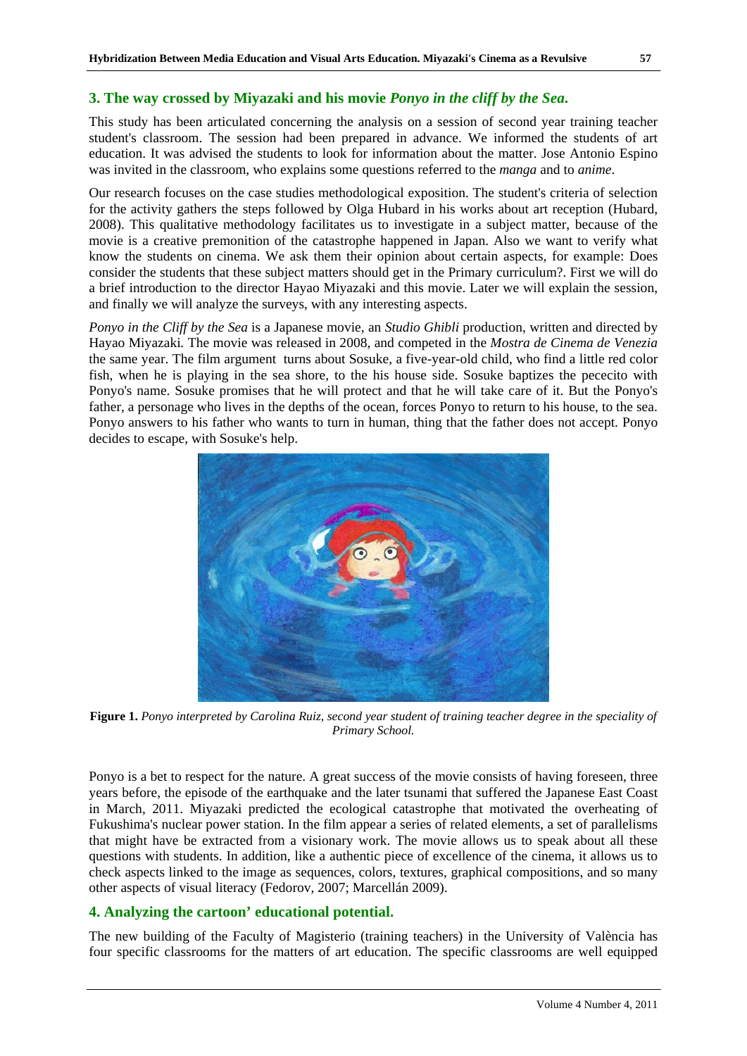## 3. The way crossed by Miyazaki and his movie *Ponyo in the cliff by the Sea.*

This study has been articulated concerning the analysis on a session of second year training teacher student's classroom. The session had been prepared in advance. We informed the students of art education. It was advised the students to look for information about the matter. Jose Antonio Espino was invited in the classroom, who explains some questions referred to the *manga* and to *anime*.

Our research focuses on the case studies methodological exposition. The student's criteria of selection for the activity gathers the steps followed by Olga Hubard in his works about art reception (Hubard, 2008). This qualitative methodology facilitates us to investigate in a subject matter, because of the movie is a creative premonition of the catastrophe happened in Japan. Also we want to verify what know the students on cinema. We ask them their opinion about certain aspects, for example: Does consider the students that these subject matters should get in the Primary curriculum?. First we will do a brief introduction to the director Hayao Miyazaki and this movie. Later we will explain the session, and finally we will analyze the surveys, with any interesting aspects.

*Ponyo in the Cliff by the Sea* is a Japanese movie, an *Studio Ghibli* production, written and directed by Hayao Miyazaki. The movie was released in 2008, and competed in the *Mostra de Cinema de Venezia* the same year. The film argument turns about Sosuke, a five-year-old child, who find a little red color fish, when he is playing in the sea shore, to the his house side. Sosuke baptizes the pececito with Ponyo's name. Sosuke promises that he will protect and that he will take care of it. But the Ponyo's father, a personage who lives in the depths of the ocean, forces Ponyo to return to his house, to the sea. Ponyo answers to his father who wants to turn in human, thing that the father does not accept. Ponyo decides to escape, with Sosuke's help.

**Figure 1.** *Ponyo interpreted by Carolina Ruiz, second year student of training teacher degree in the speciality of Primary School.*

Ponyo is a bet to respect for the nature. A great success of the movie consists of having foreseen, three years before, the episode of the earthquake and the later tsunami that suffered the Japanese East Coast in March, 2011. Miyazaki predicted the ecological catastrophe that motivated the overheating of Fukushima's nuclear power station. In the film appear a series of related elements, a set of parallelisms that might have be extracted from a visionary work. The movie allows us to speak about all these questions with students. In addition, like a authentic piece of excellence of the cinema, it allows us to check aspects linked to the image as sequences, colors, textures, graphical compositions, and so many other aspects of visual literacy (Fedorov, 2007; Marcellán 2009).

## 4. Analyzing the cartoon' educational potential.

The new building of the Faculty of Magisterio (training teachers) in the University of València has four specific classrooms for the matters of art education. The specific classrooms are well equipped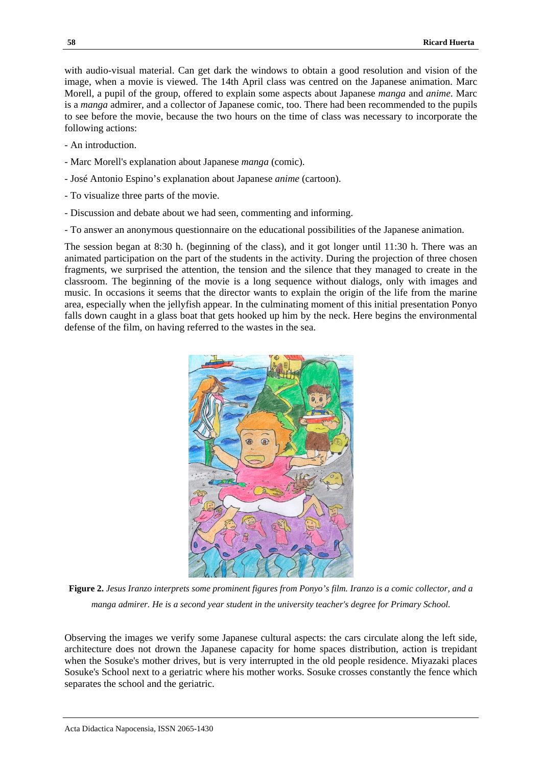with audio-visual material. Can get dark the windows to obtain a good resolution and vision of the image, when a movie is viewed. The 14th April class was centred on the Japanese animation. Marc Morell, a pupil of the group, offered to explain some aspects about Japanese *manga* and *anime*. Marc is a *manga* admirer, and a collector of Japanese comic, too. There had been recommended to the pupils to see before the movie, because the two hours on the time of class was necessary to incorporate the following actions:

- An introduction.
- Marc Morell's explanation about Japanese *manga* (comic).
- José Antonio Espino's explanation about Japanese *anime* (cartoon).
- To visualize three parts of the movie.
- Discussion and debate about we had seen, commenting and informing.
- To answer an anonymous questionnaire on the educational possibilities of the Japanese animation.

The session began at 8:30 h. (beginning of the class), and it got longer until 11:30 h. There was an animated participation on the part of the students in the activity. During the projection of three chosen fragments, we surprised the attention, the tension and the silence that they managed to create in the classroom. The beginning of the movie is a long sequence without dialogs, only with images and music. In occasions it seems that the director wants to explain the origin of the life from the marine area, especially when the jellyfish appear. In the culminating moment of this initial presentation Ponyo falls down caught in a glass boat that gets hooked up him by the neck. Here begins the environmental defense of the film, on having referred to the wastes in the sea.

**Figure 2.** *Jesus Iranzo interprets some prominent figures from Ponyo's film. Iranzo is a comic collector, and a manga admirer. He is a second year student in the university teacher's degree for Primary School.*

Observing the images we verify some Japanese cultural aspects: the cars circulate along the left side, architecture does not drown the Japanese capacity for home spaces distribution, action is trepidant when the Sosuke's mother drives, but is very interrupted in the old people residence. Miyazaki places Sosuke's School next to a geriatric where his mother works. Sosuke crosses constantly the fence which separates the school and the geriatric.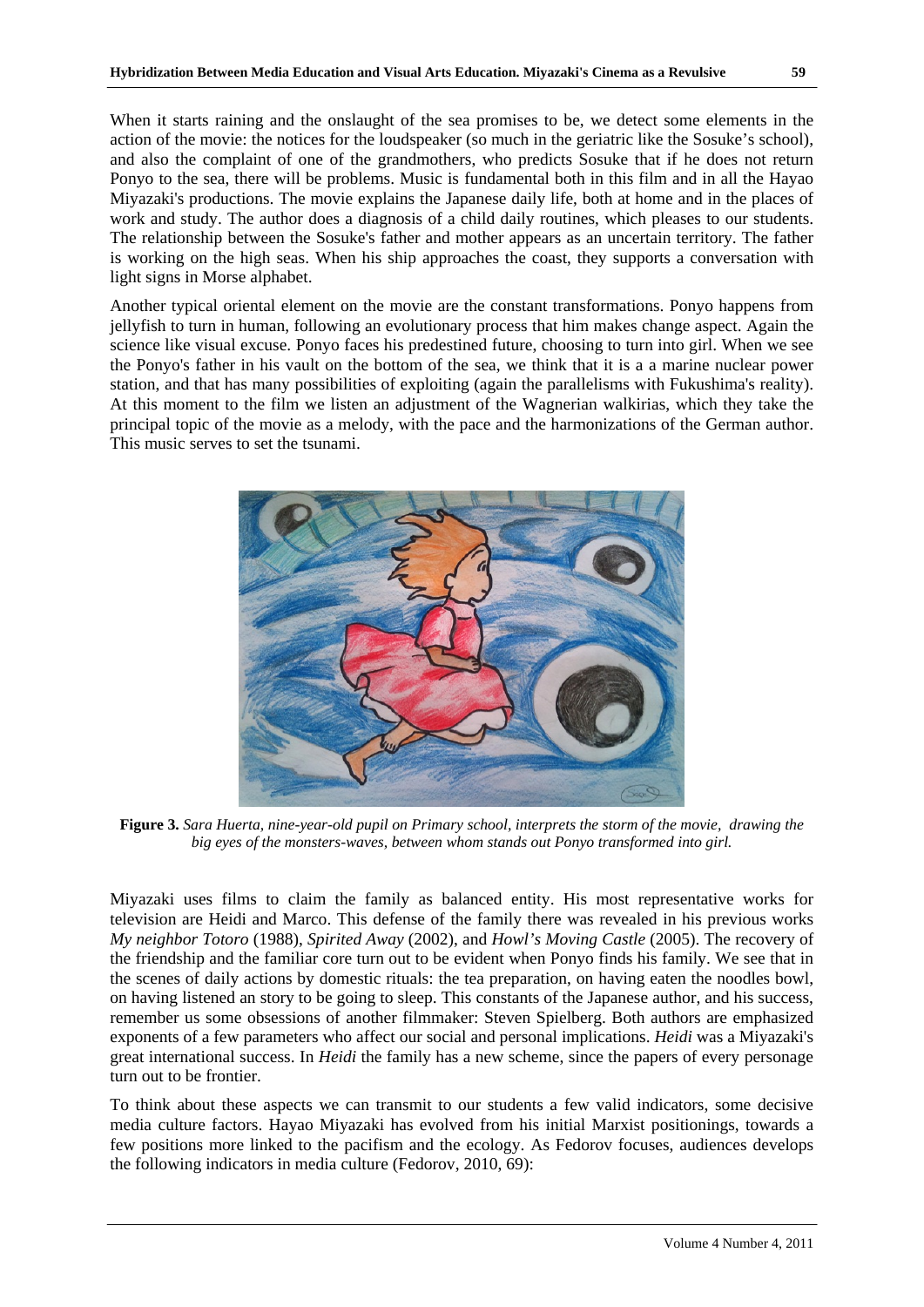When it starts raining and the onslaught of the sea promises to be, we detect some elements in the action of the movie: the notices for the loudspeaker (so much in the geriatric like the Sosuke's school), and also the complaint of one of the grandmothers, who predicts Sosuke that if he does not return Ponyo to the sea, there will be problems. Music is fundamental both in this film and in all the Hayao Miyazaki's productions. The movie explains the Japanese daily life, both at home and in the places of work and study. The author does a diagnosis of a child daily routines, which pleases to our students. The relationship between the Sosuke's father and mother appears as an uncertain territory. The father is working on the high seas. When his ship approaches the coast, they supports a conversation with light signs in Morse alphabet.

Another typical oriental element on the movie are the constant transformations. Ponyo happens from jellyfish to turn in human, following an evolutionary process that him makes change aspect. Again the science like visual excuse. Ponyo faces his predestined future, choosing to turn into girl. When we see the Ponyo's father in his vault on the bottom of the sea, we think that it is a a marine nuclear power station, and that has many possibilities of exploiting (again the parallelisms with Fukushima's reality). At this moment to the film we listen an adjustment of the Wagnerian walkirias, which they take the principal topic of the movie as a melody, with the pace and the harmonizations of the German author. This music serves to set the tsunami.

**Figure 3.** *Sara Huerta, nine-year-old pupil on Primary school, interprets the storm of the movie, drawing the big eyes of the monsters-waves, between whom stands out Ponyo transformed into girl.*

Miyazaki uses films to claim the family as balanced entity. His most representative works for television are Heidi and Marco. This defense of the family there was revealed in his previous works *My neighbor Totoro* (1988), *Spirited Away* (2002), and *Howl's Moving Castle* (2005). The recovery of the friendship and the familiar core turn out to be evident when Ponyo finds his family. We see that in the scenes of daily actions by domestic rituals: the tea preparation, on having eaten the noodles bowl, on having listened an story to be going to sleep. This constants of the Japanese author, and his success, remember us some obsessions of another filmmaker: Steven Spielberg. Both authors are emphasized exponents of a few parameters who affect our social and personal implications. *Heidi* was a Miyazaki's great international success. In *Heidi* the family has a new scheme, since the papers of every personage turn out to be frontier.

To think about these aspects we can transmit to our students a few valid indicators, some decisive media culture factors. Hayao Miyazaki has evolved from his initial Marxist positionings, towards a few positions more linked to the pacifism and the ecology. As Fedorov focuses, audiences develops the following indicators in media culture (Fedorov, 2010, 69):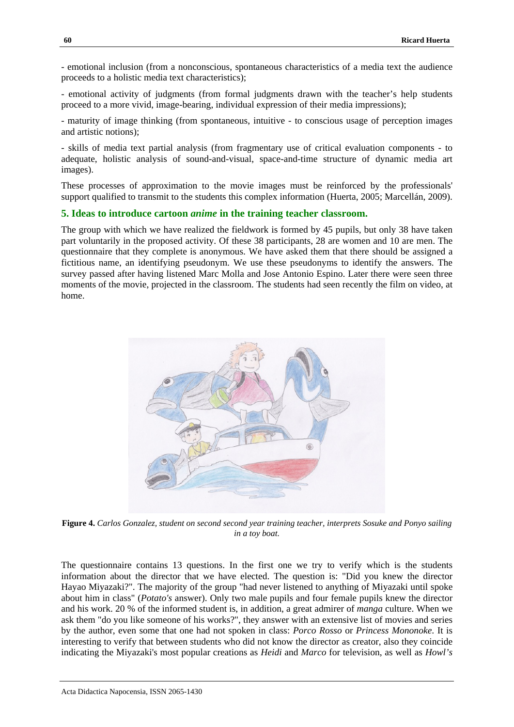- emotional inclusion (from a nonconscious, spontaneous characteristics of a media text the audience proceeds to a holistic media text characteristics);

- emotional activity of judgments (from formal judgments drawn with the teacher's help students proceed to a more vivid, image-bearing, individual expression of their media impressions);

- maturity of image thinking (from spontaneous, intuitive - to conscious usage of perception images and artistic notions);

- skills of media text partial analysis (from fragmentary use of critical evaluation components - to adequate, holistic analysis of sound-and-visual, space-and-time structure of dynamic media art images).

These processes of approximation to the movie images must be reinforced by the professionals' support qualified to transmit to the students this complex information (Huerta, 2005; Marcellán, 2009).

## 5. Ideas to introduce cartoon *anime* in the training teacher classroom.

The group with which we have realized the fieldwork is formed by 45 pupils, but only 38 have taken part voluntarily in the proposed activity. Of these 38 participants, 28 are women and 10 are men. The questionnaire that they complete is anonymous. We have asked them that there should be assigned a fictitious name, an identifying pseudonym. We use these pseudonyms to identify the answers. The survey passed after having listened Marc Molla and Jose Antonio Espino. Later there were seen three moments of the movie, projected in the classroom. The students had seen recently the film on video, at home.

**Figure 4.** *Carlos Gonzalez, student on second second year training teacher, interprets Sosuke and Ponyo sailing in a toy boat.*

The questionnaire contains 13 questions. In the first one we try to verify which is the students information about the director that we have elected. The question is: "Did you knew the director Hayao Miyazaki?". The majority of the group "had never listened to anything of Miyazaki until spoke about him in class" (*Potato's* answer). Only two male pupils and four female pupils knew the director and his work. 20 % of the informed student is, in addition, a great admirer of *manga* culture. When we ask them "do you like someone of his works?", they answer with an extensive list of movies and series by the author, even some that one had not spoken in class: *Porco Rosso* or *Princess Mononoke*. It is interesting to verify that between students who did not know the director as creator, also they coincide indicating the Miyazaki's most popular creations as *Heidi* and *Marco* for television, as well as *Howl's*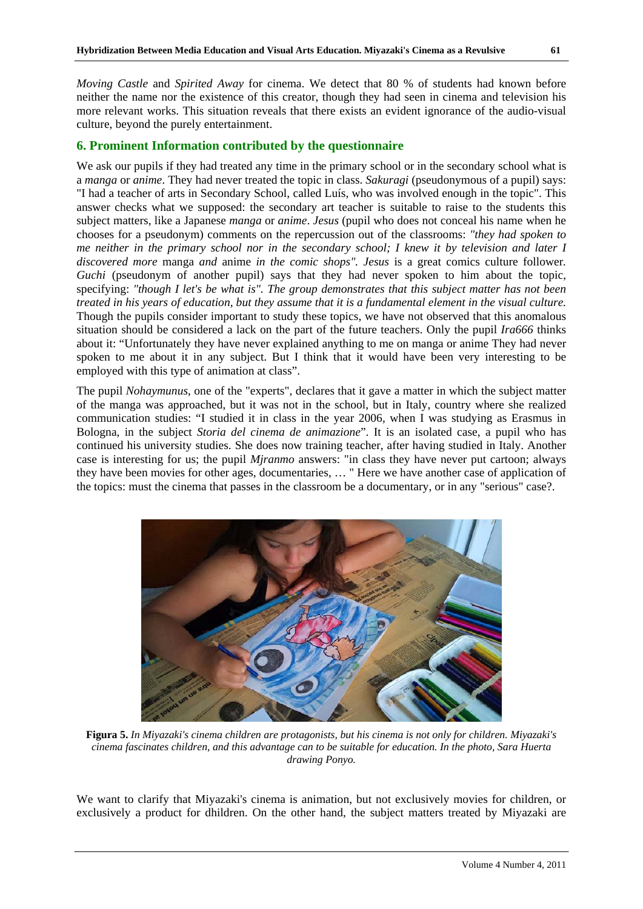*Moving Castle* and *Spirited Away* for cinema. We detect that 80 % of students had known before neither the name nor the existence of this creator, though they had seen in cinema and television his more relevant works. This situation reveals that there exists an evident ignorance of the audio-visual culture, beyond the purely entertainment.

## 6. Prominent Information contributed by the questionnaire

We ask our pupils if they had treated any time in the primary school or in the secondary school what is a *manga* or *anime*. They had never treated the topic in class. *Sakuragi* (pseudonymous of a pupil) says: "I had a teacher of arts in Secondary School, called Luís, who was involved enough in the topic". This answer checks what we supposed: the secondary art teacher is suitable to raise to the students this subject matters, like a Japanese *manga* or *anime*. *Jesus* (pupil who does not conceal his name when he chooses for a pseudonym) comments on the repercussion out of the classrooms: *"they had spoken to me neither in the primary school nor in the secondary school; I knew it by television and later I discovered more* manga *and* anime *in the comic shops". Jesus* is a great comics culture follower. *Guchi* (pseudonym of another pupil) says that they had never spoken to him about the topic, specifying: *"though I let's be what is". The group demonstrates that this subject matter has not been treated in his years of education, but they assume that it is a fundamental element in the visual culture.* Though the pupils consider important to study these topics, we have not observed that this anomalous situation should be considered a lack on the part of the future teachers. Only the pupil *Ira666* thinks about it: "Unfortunately they have never explained anything to me on manga or anime They had never spoken to me about it in any subject. But I think that it would have been very interesting to be employed with this type of animation at class".

The pupil *Nohaymunus*, one of the "experts", declares that it gave a matter in which the subject matter of the manga was approached, but it was not in the school, but in Italy, country where she realized communication studies: "I studied it in class in the year 2006, when I was studying as Erasmus in Bologna, in the subject *Storia del cinema de animazione*". It is an isolated case, a pupil who has continued his university studies. She does now training teacher, after having studied in Italy. Another case is interesting for us; the pupil *Mjranmo* answers: "in class they have never put cartoon; always they have been movies for other ages, documentaries, … " Here we have another case of application of the topics: must the cinema that passes in the classroom be a documentary, or in any "serious" case?.

**Figura 5.** *In Miyazaki's cinema children are protagonists, but his cinema is not only for children. Miyazaki's cinema fascinates children, and this advantage can to be suitable for education. In the photo, Sara Huerta drawing Ponyo.*

We want to clarify that Miyazaki's cinema is animation, but not exclusively movies for children, or exclusively a product for dhildren. On the other hand, the subject matters treated by Miyazaki are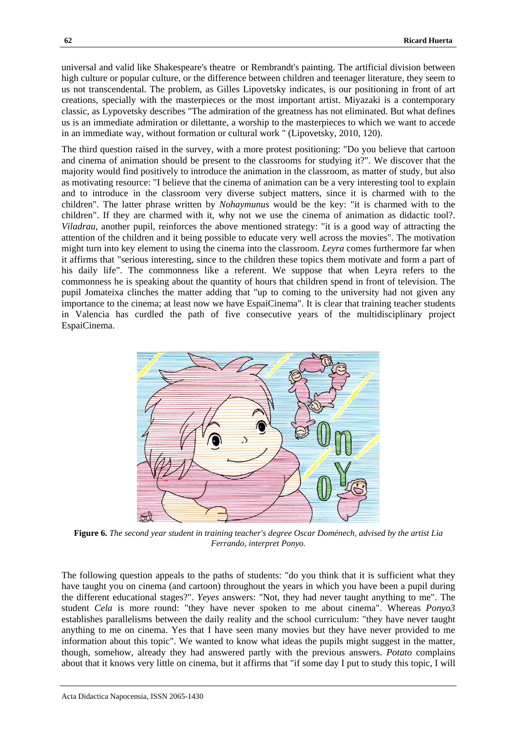universal and valid like Shakespeare's theatre or Rembrandt's painting. The artificial division between high culture or popular culture, or the difference between children and teenager literature, they seem to us not transcendental. The problem, as Gilles Lipovetsky indicates, is our positioning in front of art creations, specially with the masterpieces or the most important artist. Miyazaki is a contemporary classic, as Lypovetsky describes "The admiration of the greatness has not eliminated. But what defines us is an immediate admiration or dilettante, a worship to the masterpieces to which we want to accede in an immediate way, without formation or cultural work " (Lipovetsky, 2010, 120).

The third question raised in the survey, with a more protest positioning: "Do you believe that cartoon and cinema of animation should be present to the classrooms for studying it?". We discover that the majority would find positively to introduce the animation in the classroom, as matter of study, but also as motivating resource: "I believe that the cinema of animation can be a very interesting tool to explain and to introduce in the classroom very diverse subject matters, since it is charmed with to the children". The latter phrase written by *Nohaymunus* would be the key: "it is charmed with to the children". If they are charmed with it, why not we use the cinema of animation as didactic tool?. *Viladrau*, another pupil, reinforces the above mentioned strategy: "it is a good way of attracting the attention of the children and it being possible to educate very well across the movies". The motivation might turn into key element to using the cinema into the classroom. *Leyra* comes furthermore far when it affirms that "serious interesting, since to the children these topics them motivate and form a part of his daily life". The commonness like a referent. We suppose that when Leyra refers to the commonness he is speaking about the quantity of hours that children spend in front of television. The pupil Jomateixa clinches the matter adding that "up to coming to the university had not given any importance to the cinema; at least now we have EspaiCinema". It is clear that training teacher students in Valencia has curdled the path of five consecutive years of the multidisciplinary project EspaiCinema.

**Figure 6.** *The second year student in training teacher's degree Oscar Doménech, advised by the artist Lia Ferrando, interpret Ponyo.*

The following question appeals to the paths of students: "do you think that it is sufficient what they have taught you on cinema (and cartoon) throughout the years in which you have been a pupil during the different educational stages?". *Yeyes* answers: "Not, they had never taught anything to me". The student *Cela* is more round: "they have never spoken to me about cinema". Whereas *Ponyo3* establishes parallelisms between the daily reality and the school curriculum: "they have never taught anything to me on cinema. Yes that I have seen many movies but they have never provided to me information about this topic". We wanted to know what ideas the pupils might suggest in the matter, though, somehow, already they had answered partly with the previous answers. *Potato* complains about that it knows very little on cinema, but it affirms that "if some day I put to study this topic, I will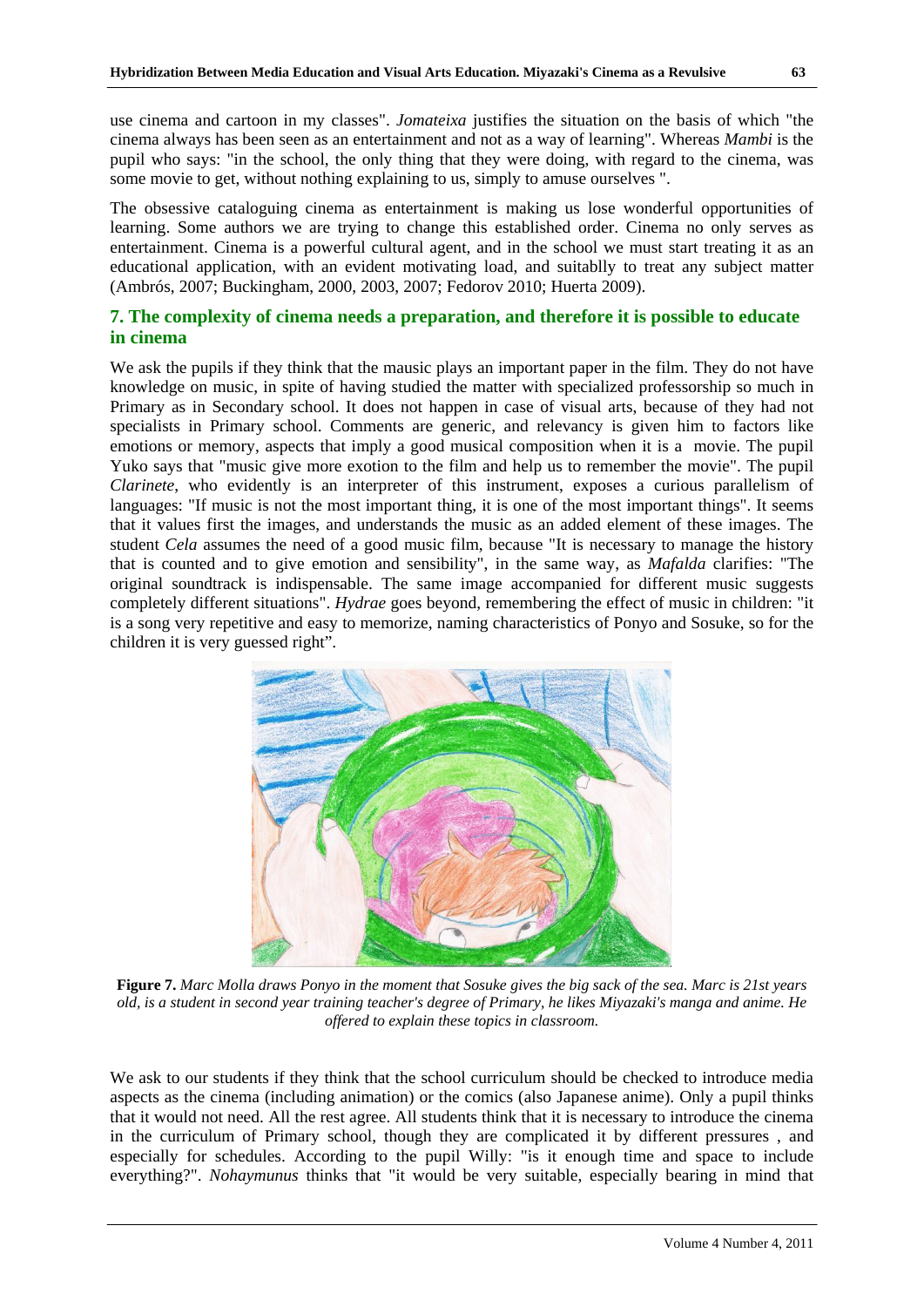use cinema and cartoon in my classes". *Jomateixa* justifies the situation on the basis of which "the cinema always has been seen as an entertainment and not as a way of learning". Whereas *Mambi* is the pupil who says: "in the school, the only thing that they were doing, with regard to the cinema, was some movie to get, without nothing explaining to us, simply to amuse ourselves ".

The obsessive cataloguing cinema as entertainment is making us lose wonderful opportunities of learning. Some authors we are trying to change this established order. Cinema no only serves as entertainment. Cinema is a powerful cultural agent, and in the school we must start treating it as an educational application, with an evident motivating load, and suitablly to treat any subject matter (Ambrós, 2007; Buckingham, 2000, 2003, 2007; Fedorov 2010; Huerta 2009).

## 7. The complexity of cinema needs a preparation, and therefore it is possible to educate in cinema

We ask the pupils if they think that the mausic plays an important paper in the film. They do not have knowledge on music, in spite of having studied the matter with specialized professorship so much in Primary as in Secondary school. It does not happen in case of visual arts, because of they had not specialists in Primary school. Comments are generic, and relevancy is given him to factors like emotions or memory, aspects that imply a good musical composition when it is a movie. The pupil Yuko says that "music give more exotion to the film and help us to remember the movie". The pupil *Clarinete*, who evidently is an interpreter of this instrument, exposes a curious parallelism of languages: "If music is not the most important thing, it is one of the most important things". It seems that it values first the images, and understands the music as an added element of these images. The student *Cela* assumes the need of a good music film, because "It is necessary to manage the history that is counted and to give emotion and sensibility", in the same way, as *Mafalda* clarifies: "The original soundtrack is indispensable. The same image accompanied for different music suggests completely different situations". *Hydrae* goes beyond, remembering the effect of music in children: "it is a song very repetitive and easy to memorize, naming characteristics of Ponyo and Sosuke, so for the children it is very guessed right".

**Figure 7.** *Marc Molla draws Ponyo in the moment that Sosuke gives the big sack of the sea. Marc is 21st years old, is a student in second year training teacher's degree of Primary, he likes Miyazaki's manga and anime. He offered to explain these topics in classroom.*

We ask to our students if they think that the school curriculum should be checked to introduce media aspects as the cinema (including animation) or the comics (also Japanese anime). Only a pupil thinks that it would not need. All the rest agree. All students think that it is necessary to introduce the cinema in the curriculum of Primary school, though they are complicated it by different pressures , and especially for schedules. According to the pupil Willy: "is it enough time and space to include everything?". *Nohaymunus* thinks that "it would be very suitable, especially bearing in mind that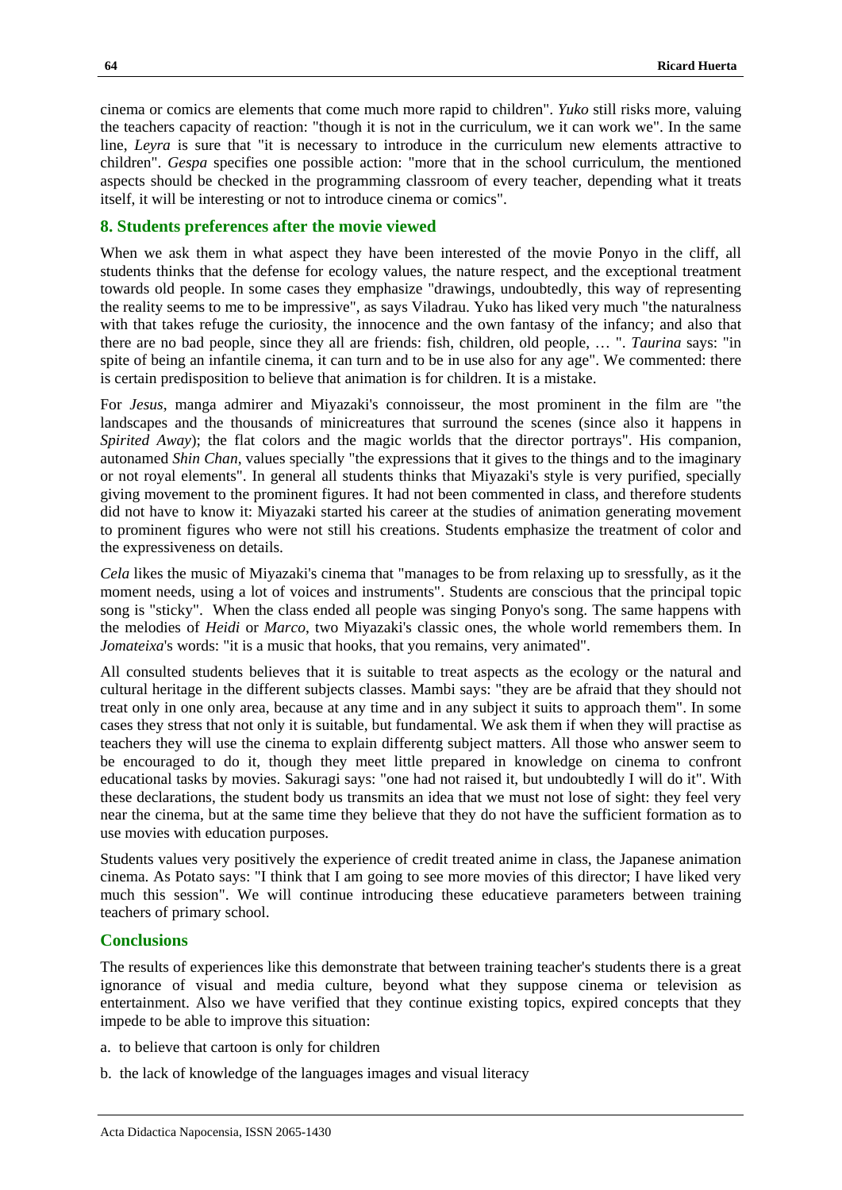cinema or comics are elements that come much more rapid to children". *Yuko* still risks more, valuing the teachers capacity of reaction: "though it is not in the curriculum, we it can work we". In the same line, *Leyra* is sure that "it is necessary to introduce in the curriculum new elements attractive to children". *Gespa* specifies one possible action: "more that in the school curriculum, the mentioned aspects should be checked in the programming classroom of every teacher, depending what it treats itself, it will be interesting or not to introduce cinema or comics".

## 8. Students preferences after the movie viewed

When we ask them in what aspect they have been interested of the movie Ponyo in the cliff, all students thinks that the defense for ecology values, the nature respect, and the exceptional treatment towards old people. In some cases they emphasize "drawings, undoubtedly, this way of representing the reality seems to me to be impressive", as says Viladrau. Yuko has liked very much "the naturalness with that takes refuge the curiosity, the innocence and the own fantasy of the infancy; and also that there are no bad people, since they all are friends: fish, children, old people, … ". *Taurina* says: "in spite of being an infantile cinema, it can turn and to be in use also for any age". We commented: there is certain predisposition to believe that animation is for children. It is a mistake.

For *Jesus*, manga admirer and Miyazaki's connoisseur, the most prominent in the film are "the landscapes and the thousands of minicreatures that surround the scenes (since also it happens in *Spirited Away*); the flat colors and the magic worlds that the director portrays". His companion, autonamed *Shin Chan*, values specially "the expressions that it gives to the things and to the imaginary or not royal elements". In general all students thinks that Miyazaki's style is very purified, specially giving movement to the prominent figures. It had not been commented in class, and therefore students did not have to know it: Miyazaki started his career at the studies of animation generating movement to prominent figures who were not still his creations. Students emphasize the treatment of color and the expressiveness on details.

*Cela* likes the music of Miyazaki's cinema that "manages to be from relaxing up to sressfully, as it the moment needs, using a lot of voices and instruments". Students are conscious that the principal topic song is "sticky". When the class ended all people was singing Ponyo's song. The same happens with the melodies of *Heidi* or *Marco*, two Miyazaki's classic ones, the whole world remembers them. In *Jomateixa*'s words: "it is a music that hooks, that you remains, very animated".

All consulted students believes that it is suitable to treat aspects as the ecology or the natural and cultural heritage in the different subjects classes. Mambi says: "they are be afraid that they should not treat only in one only area, because at any time and in any subject it suits to approach them". In some cases they stress that not only it is suitable, but fundamental. We ask them if when they will practise as teachers they will use the cinema to explain differentg subject matters. All those who answer seem to be encouraged to do it, though they meet little prepared in knowledge on cinema to confront educational tasks by movies. Sakuragi says: "one had not raised it, but undoubtedly I will do it". With these declarations, the student body us transmits an idea that we must not lose of sight: they feel very near the cinema, but at the same time they believe that they do not have the sufficient formation as to use movies with education purposes.

Students values very positively the experience of credit treated anime in class, the Japanese animation cinema. As Potato says: "I think that I am going to see more movies of this director; I have liked very much this session". We will continue introducing these educatieve parameters between training teachers of primary school.

## Conclusions

The results of experiences like this demonstrate that between training teacher's students there is a great ignorance of visual and media culture, beyond what they suppose cinema or television as entertainment. Also we have verified that they continue existing topics, expired concepts that they impede to be able to improve this situation:

a. to believe that cartoon is only for children

b. the lack of knowledge of the languages images and visual literacy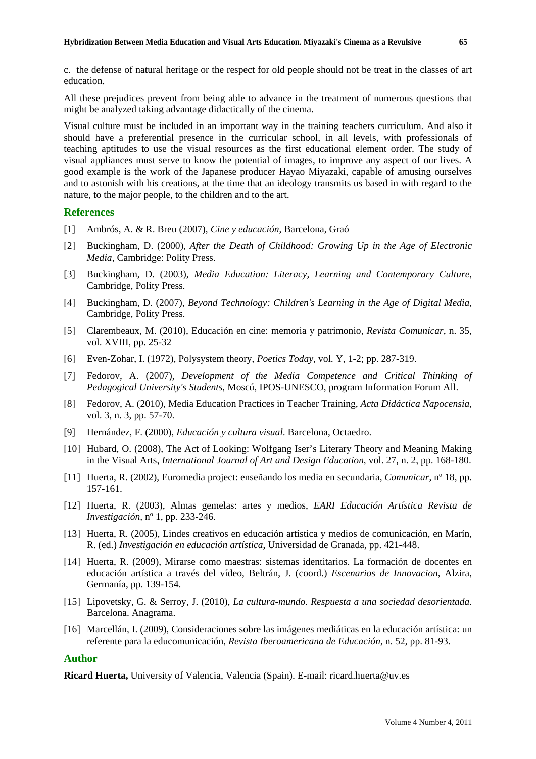c. the defense of natural heritage or the respect for old people should not be treat in the classes of art education.

All these prejudices prevent from being able to advance in the treatment of numerous questions that might be analyzed taking advantage didactically of the cinema.

Visual culture must be included in an important way in the training teachers curriculum. And also it should have a preferential presence in the curricular school, in all levels, with professionals of teaching aptitudes to use the visual resources as the first educational element order. The study of visual appliances must serve to know the potential of images, to improve any aspect of our lives. A good example is the work of the Japanese producer Hayao Miyazaki, capable of amusing ourselves and to astonish with his creations, at the time that an ideology transmits us based in with regard to the nature, to the major people, to the children and to the art.

## References

[1] Ambrós, A. & R. Breu (2007), *Cine y educación*, Barcelona, Graó

[2] Buckingham, D. (2000), *After the Death of Childhood: Growing Up in the Age of Electronic Media*, Cambridge: Polity Press.

[3] Buckingham, D. (2003), *Media Education: Literacy, Learning and Contemporary Culture*, Cambridge, Polity Press.

[4] Buckingham, D. (2007), *Beyond Technology: Children's Learning in the Age of Digital Media*, Cambridge, Polity Press.

[5] Clarembeaux, M. (2010), Educación en cine: memoria y patrimonio, *Revista Comunicar*, n. 35, vol. XVIII, pp. 25-32

[6] Even-Zohar, I. (1972), Polysystem theory, *Poetics Today*, vol. Y, 1-2; pp. 287-319.

[7] Fedorov, A. (2007), *Development of the Media Competence and Critical Thinking of Pedagogical University's Students*, Moscú, IPOS-UNESCO, program Information Forum All.

[8] Fedorov, A. (2010), Media Education Practices in Teacher Training, *Acta Didáctica Napocensia*, vol. 3, n. 3, pp. 57-70.

[9] Hernández, F. (2000), *Educación y cultura visual*. Barcelona, Octaedro.

[10] Hubard, O. (2008), The Act of Looking: Wolfgang Iser's Literary Theory and Meaning Making in the Visual Arts, *International Journal of Art and Design Education*, vol. 27, n. 2, pp. 168-180.

[11] Huerta, R. (2002), Euromedia project: enseñando los media en secundaria, *Comunicar*, nº 18, pp. 157-161.

[12] Huerta, R. (2003), Almas gemelas: artes y medios, *EARI Educación Artística Revista de Investigación*, nº 1, pp. 233-246.

[13] Huerta, R. (2005), Lindes creativos en educación artística y medios de comunicación, en Marín, R. (ed.) *Investigación en educación artística*, Universidad de Granada, pp. 421-448.

[14] Huerta, R. (2009), Mirarse como maestras: sistemas identitarios. La formación de docentes en educación artística a través del vídeo, Beltrán, J. (coord.) *Escenarios de Innovacion*, Alzira, Germanía, pp. 139-154.

[15] Lipovetsky, G. & Serroy, J. (2010), *La cultura-mundo. Respuesta a una sociedad desorientada*. Barcelona. Anagrama.

[16] Marcellán, I. (2009), Consideraciones sobre las imágenes mediáticas en la educación artística: un referente para la educomunicación, *Revista Iberoamericana de Educación*, n. 52, pp. 81-93.

## Author

**Ricard Huerta,** University of Valencia, Valencia (Spain). E-mail: ricard.huerta@uv.es